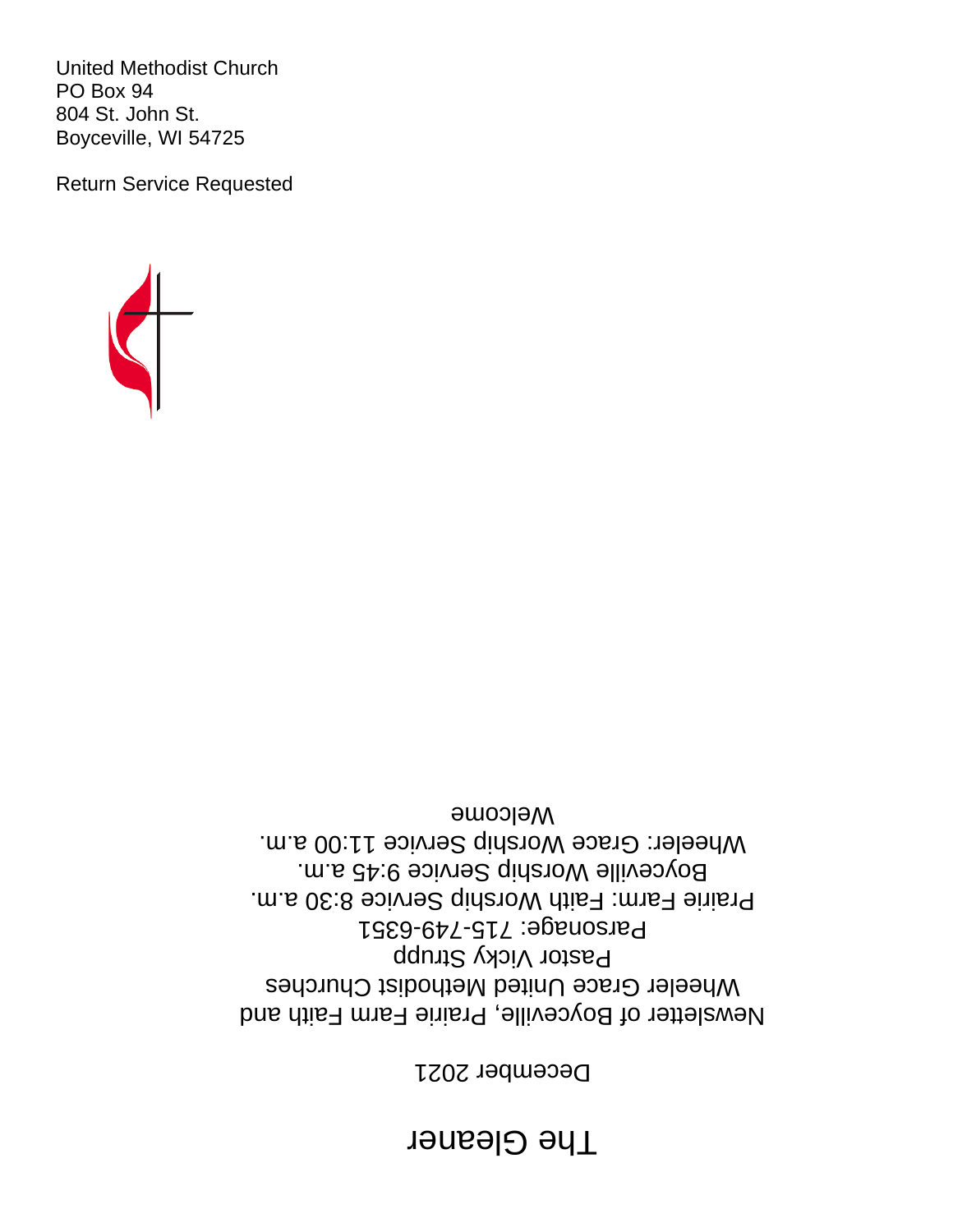United Methodist Church
PO Box 94
804 St. John St.
Boyceville, WI 54725

Return Service Requested

# The Gleaner

December 2021

Newsletter of Boyceville, Prairie Farm Faith and Wheeler Grace United Methodist Churches

Pastor Vicky Strupp

Parsonage: 715-749-6351

Prairie Farm: Faith Worship Service 8:30 a.m.

Boyceville Worship Service 9:45 a.m.

Wheeler: Grace Worship Service 11:00 a.m.

Welcome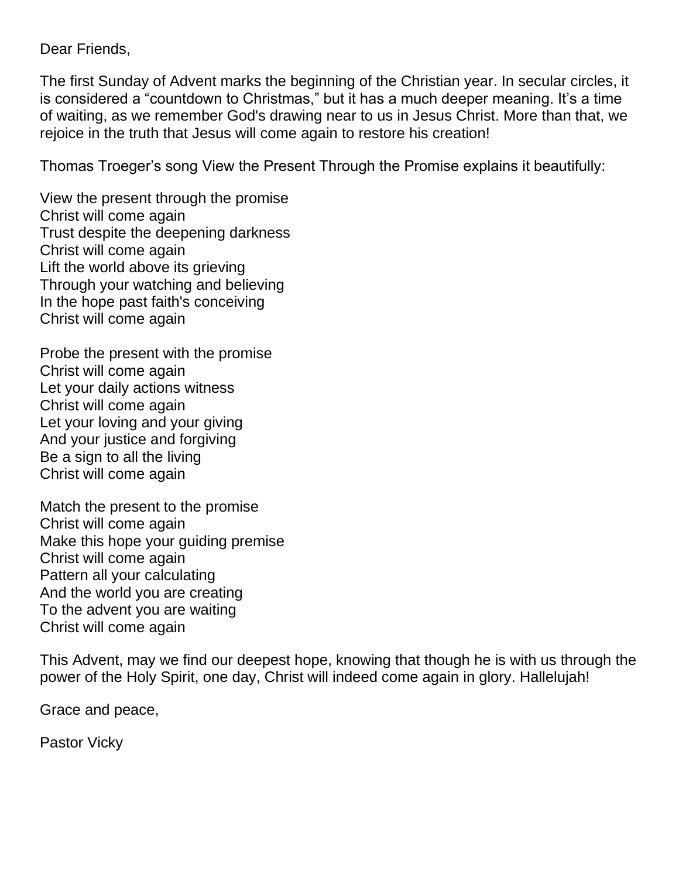Dear Friends,

The first Sunday of Advent marks the beginning of the Christian year. In secular circles, it is considered a "countdown to Christmas," but it has a much deeper meaning. It's a time of waiting, as we remember God's drawing near to us in Jesus Christ. More than that, we rejoice in the truth that Jesus will come again to restore his creation!

Thomas Troeger's song View the Present Through the Promise explains it beautifully:

View the present through the promise  
Christ will come again  
Trust despite the deepening darkness  
Christ will come again  
Lift the world above its grieving  
Through your watching and believing  
In the hope past faith's conceiving  
Christ will come again

Probe the present with the promise  
Christ will come again  
Let your daily actions witness  
Christ will come again  
Let your loving and your giving  
And your justice and forgiving  
Be a sign to all the living  
Christ will come again

Match the present to the promise  
Christ will come again  
Make this hope your guiding premise  
Christ will come again  
Pattern all your calculating  
And the world you are creating  
To the advent you are waiting  
Christ will come again

This Advent, may we find our deepest hope, knowing that though he is with us through the power of the Holy Spirit, one day, Christ will indeed come again in glory. Hallelujah!

Grace and peace,

Pastor Vicky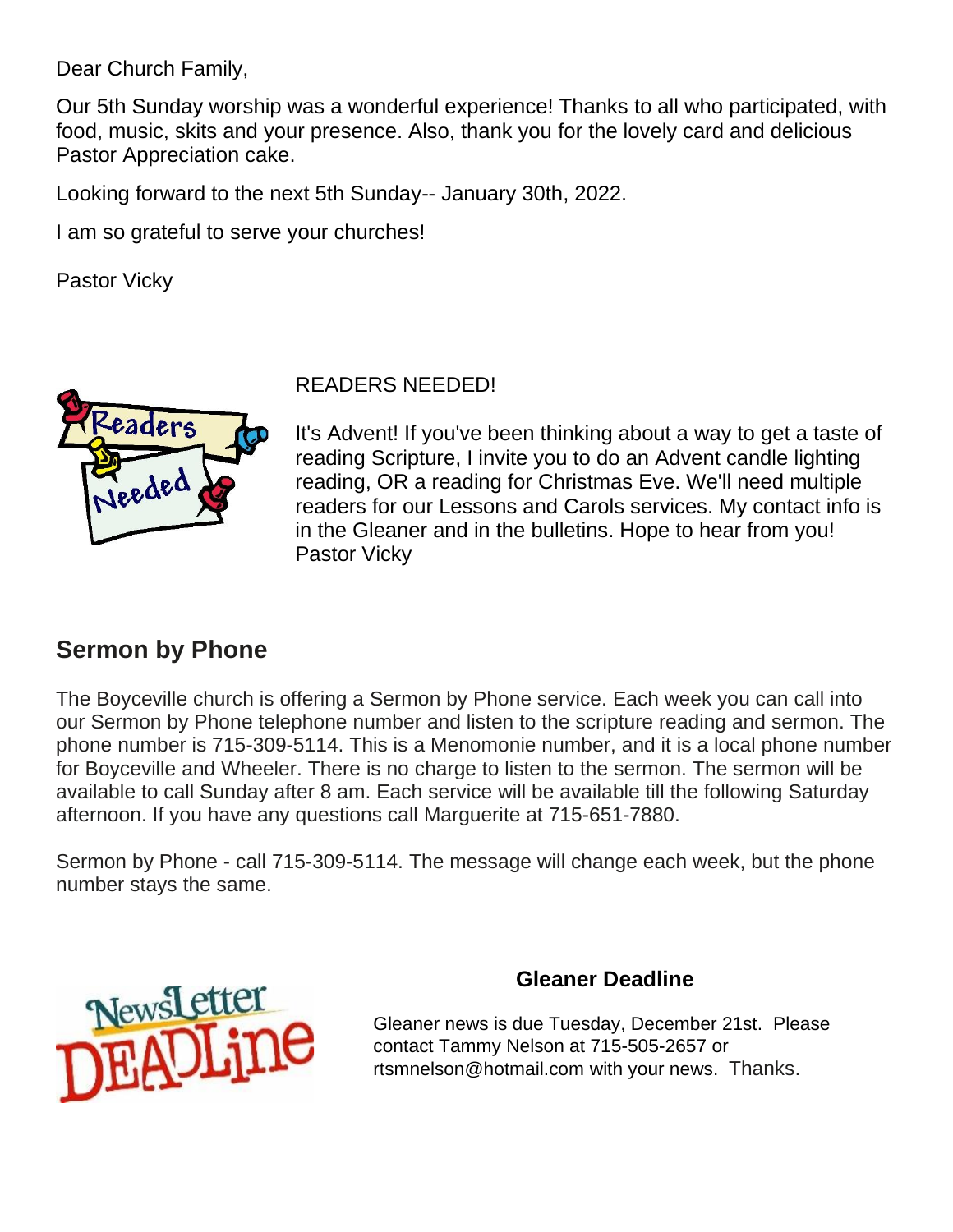Dear Church Family,

Our 5th Sunday worship was a wonderful experience! Thanks to all who participated, with food, music, skits and your presence. Also, thank you for the lovely card and delicious Pastor Appreciation cake.

Looking forward to the next 5th Sunday-- January 30th, 2022.

I am so grateful to serve your churches!

Pastor Vicky

READERS NEEDED!

It's Advent! If you've been thinking about a way to get a taste of reading Scripture, I invite you to do an Advent candle lighting reading, OR a reading for Christmas Eve. We'll need multiple readers for our Lessons and Carols services. My contact info is in the Gleaner and in the bulletins. Hope to hear from you!
Pastor Vicky

## Sermon by Phone

The Boyceville church is offering a Sermon by Phone service. Each week you can call into our Sermon by Phone telephone number and listen to the scripture reading and sermon. The phone number is 715-309-5114. This is a Menomonie number, and it is a local phone number for Boyceville and Wheeler. There is no charge to listen to the sermon. The sermon will be available to call Sunday after 8 am. Each service will be available till the following Saturday afternoon. If you have any questions call Marguerite at 715-651-7880.

Sermon by Phone - call 715-309-5114. The message will change each week, but the phone number stays the same.

**Gleaner Deadline**

Gleaner news is due Tuesday, December 21st. Please contact Tammy Nelson at 715-505-2657 or rtsmnelson@hotmail.com with your news. Thanks.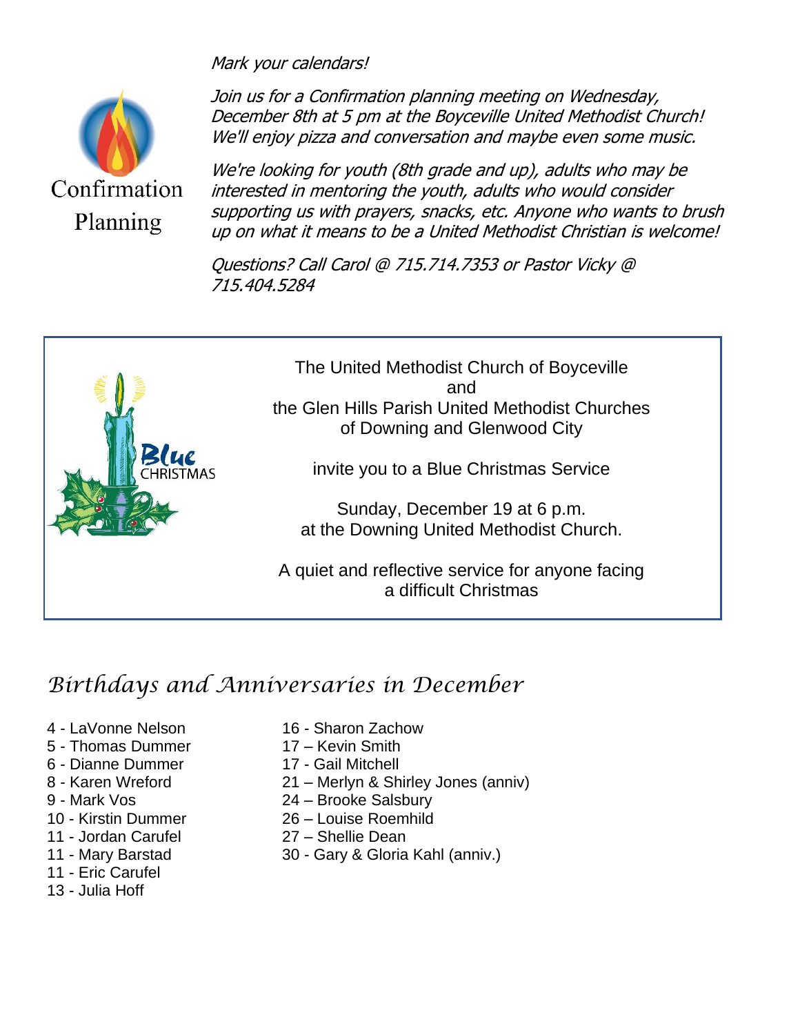## Confirmation Planning

*Mark your calendars!*

*Join us for a Confirmation planning meeting on Wednesday, December 8th at 5 pm at the Boyceville United Methodist Church! We'll enjoy pizza and conversation and maybe even some music.*

*We're looking for youth (8th grade and up), adults who may be interested in mentoring the youth, adults who would consider supporting us with prayers, snacks, etc. Anyone who wants to brush up on what it means to be a United Methodist Christian is welcome!*

*Questions? Call Carol @ 715.714.7353 or Pastor Vicky @ 715.404.5284*

---

Blue CHRISTMAS

The United Methodist Church of Boyceville
and
the Glen Hills Parish United Methodist Churches
of Downing and Glenwood City

invite you to a Blue Christmas Service

Sunday, December 19 at 6 p.m.
at the Downing United Methodist Church.

A quiet and reflective service for anyone facing
a difficult Christmas

---

## *Birthdays and Anniversaries in December*

- 4 - LaVonne Nelson
- 5 - Thomas Dummer
- 6 - Dianne Dummer
- 8 - Karen Wreford
- 9 - Mark Vos
- 10 - Kirstin Dummer
- 11 - Jordan Carufel
- 11 - Mary Barstad
- 11 - Eric Carufel
- 13 - Julia Hoff
- 16 - Sharon Zachow
- 17 – Kevin Smith
- 17 - Gail Mitchell
- 21 – Merlyn & Shirley Jones (anniv)
- 24 – Brooke Salsbury
- 26 – Louise Roemhild
- 27 – Shellie Dean
- 30 - Gary & Gloria Kahl (anniv.)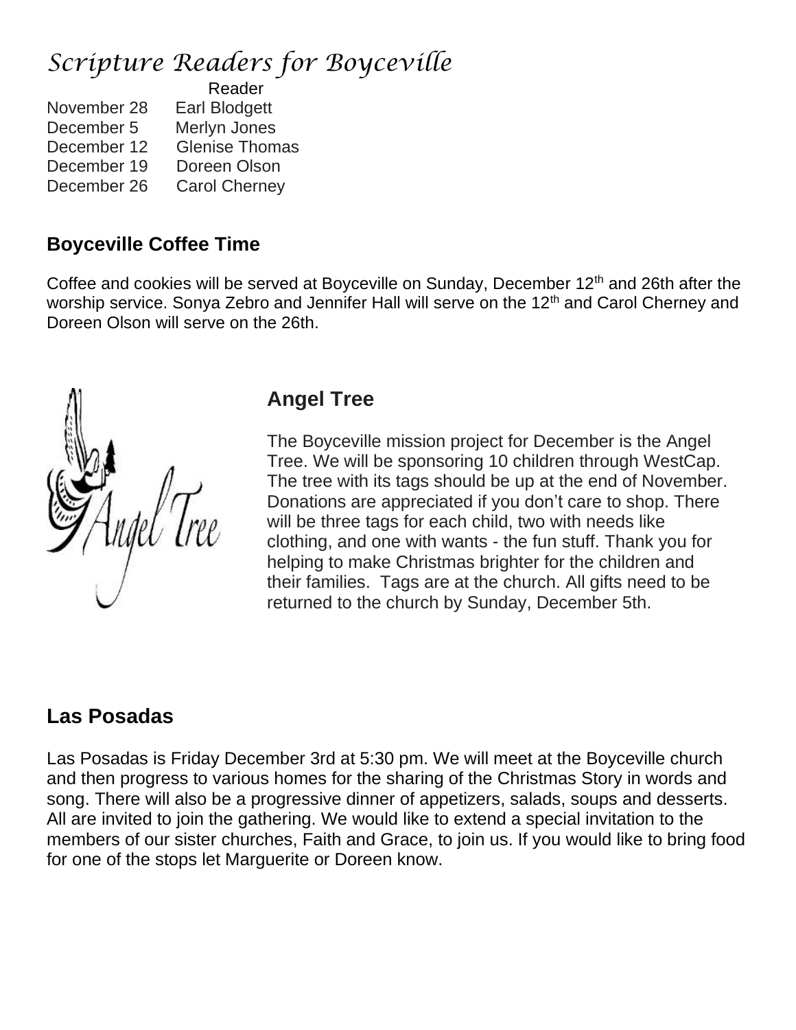# *Scripture Readers for Boyceville*

| | Reader |
|---|---|
| November 28 | Earl Blodgett |
| December 5 | Merlyn Jones |
| December 12 | Glenise Thomas |
| December 19 | Doreen Olson |
| December 26 | Carol Cherney |

## Boyceville Coffee Time

Coffee and cookies will be served at Boyceville on Sunday, December 12th and 26th after the worship service. Sonya Zebro and Jennifer Hall will serve on the 12th and Carol Cherney and Doreen Olson will serve on the 26th.

## Angel Tree

The Boyceville mission project for December is the Angel Tree. We will be sponsoring 10 children through WestCap. The tree with its tags should be up at the end of November. Donations are appreciated if you don't care to shop. There will be three tags for each child, two with needs like clothing, and one with wants - the fun stuff. Thank you for helping to make Christmas brighter for the children and their families. Tags are at the church. All gifts need to be returned to the church by Sunday, December 5th.

## Las Posadas

Las Posadas is Friday December 3rd at 5:30 pm. We will meet at the Boyceville church and then progress to various homes for the sharing of the Christmas Story in words and song. There will also be a progressive dinner of appetizers, salads, soups and desserts. All are invited to join the gathering. We would like to extend a special invitation to the members of our sister churches, Faith and Grace, to join us. If you would like to bring food for one of the stops let Marguerite or Doreen know.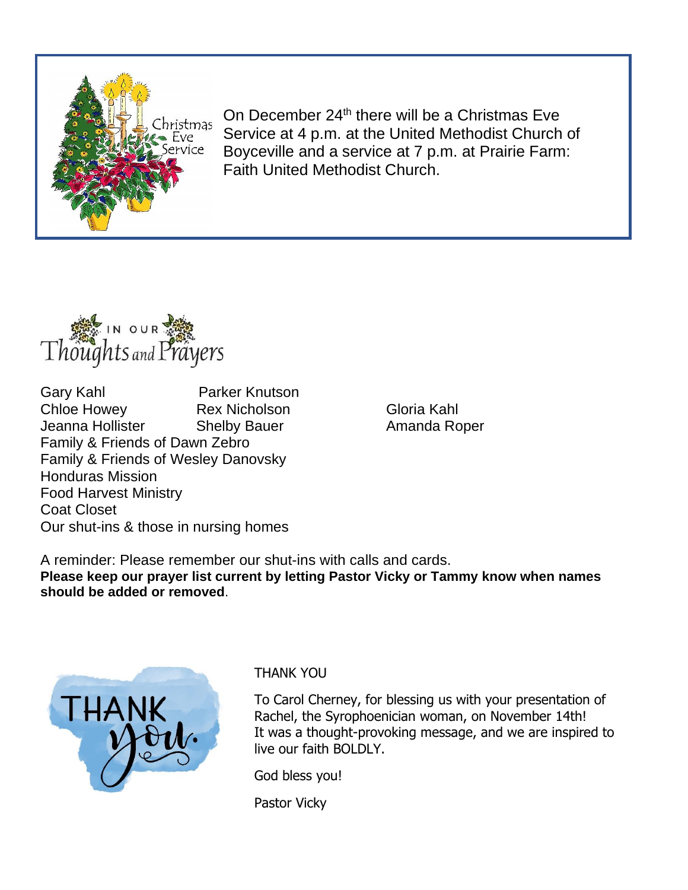On December 24th there will be a Christmas Eve Service at 4 p.m. at the United Methodist Church of Boyceville and a service at 7 p.m. at Prairie Farm: Faith United Methodist Church.

## In Our Thoughts and Prayers

Gary Kahl
Parker Knutson
Chloe Howey
Rex Nicholson
Gloria Kahl
Jeanna Hollister
Shelby Bauer
Amanda Roper
Family & Friends of Dawn Zebro
Family & Friends of Wesley Danovsky
Honduras Mission
Food Harvest Ministry
Coat Closet
Our shut-ins & those in nursing homes

A reminder: Please remember our shut-ins with calls and cards.
**Please keep our prayer list current by letting Pastor Vicky or Tammy know when names should be added or removed**.

THANK YOU

To Carol Cherney, for blessing us with your presentation of Rachel, the Syrophoenician woman, on November 14th! It was a thought-provoking message, and we are inspired to live our faith BOLDLY.

God bless you!

Pastor Vicky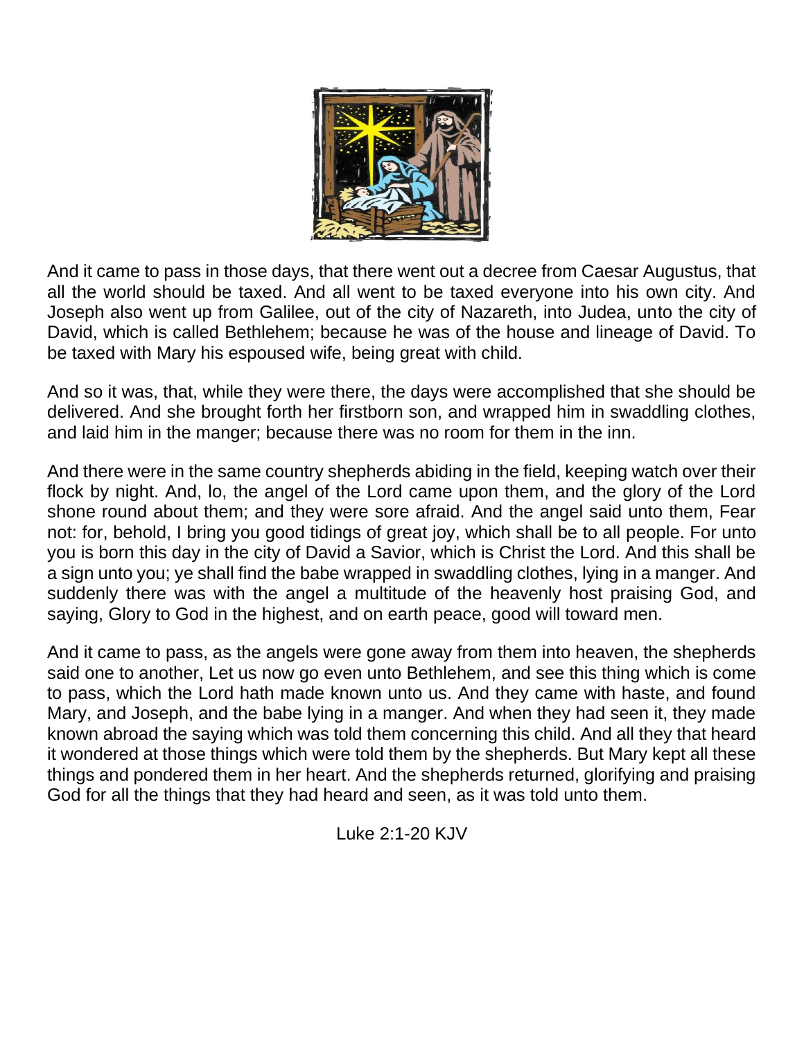And it came to pass in those days, that there went out a decree from Caesar Augustus, that all the world should be taxed. And all went to be taxed everyone into his own city. And Joseph also went up from Galilee, out of the city of Nazareth, into Judea, unto the city of David, which is called Bethlehem; because he was of the house and lineage of David. To be taxed with Mary his espoused wife, being great with child.

And so it was, that, while they were there, the days were accomplished that she should be delivered. And she brought forth her firstborn son, and wrapped him in swaddling clothes, and laid him in the manger; because there was no room for them in the inn.

And there were in the same country shepherds abiding in the field, keeping watch over their flock by night. And, lo, the angel of the Lord came upon them, and the glory of the Lord shone round about them; and they were sore afraid. And the angel said unto them, Fear not: for, behold, I bring you good tidings of great joy, which shall be to all people. For unto you is born this day in the city of David a Savior, which is Christ the Lord. And this shall be a sign unto you; ye shall find the babe wrapped in swaddling clothes, lying in a manger. And suddenly there was with the angel a multitude of the heavenly host praising God, and saying, Glory to God in the highest, and on earth peace, good will toward men.

And it came to pass, as the angels were gone away from them into heaven, the shepherds said one to another, Let us now go even unto Bethlehem, and see this thing which is come to pass, which the Lord hath made known unto us. And they came with haste, and found Mary, and Joseph, and the babe lying in a manger. And when they had seen it, they made known abroad the saying which was told them concerning this child. And all they that heard it wondered at those things which were told them by the shepherds. But Mary kept all these things and pondered them in her heart. And the shepherds returned, glorifying and praising God for all the things that they had heard and seen, as it was told unto them.

Luke 2:1-20 KJV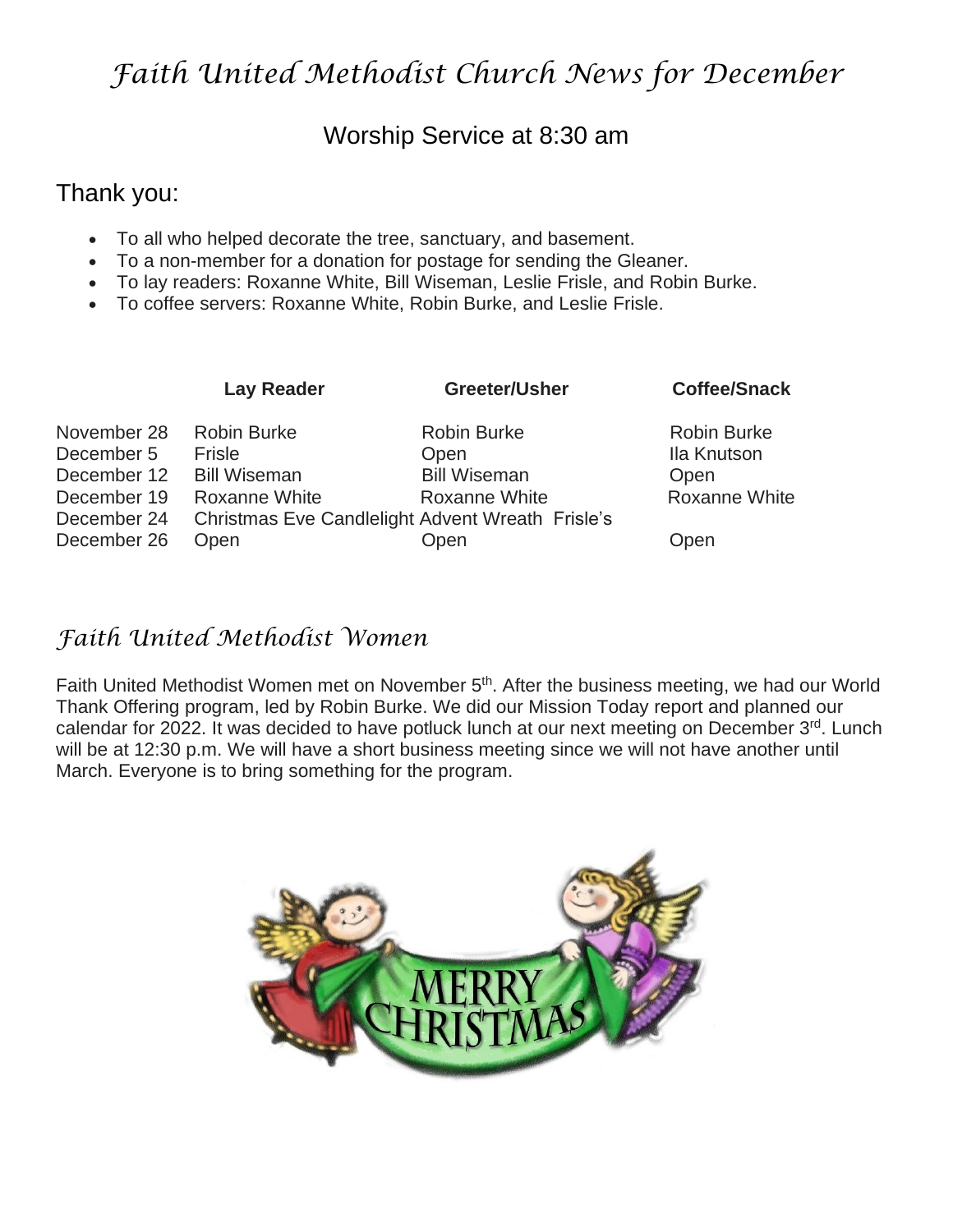# *Faith United Methodist Church News for December*

## Worship Service at 8:30 am

## Thank you:

- To all who helped decorate the tree, sanctuary, and basement.
- To a non-member for a donation for postage for sending the Gleaner.
- To lay readers: Roxanne White, Bill Wiseman, Leslie Frisle, and Robin Burke.
- To coffee servers: Roxanne White, Robin Burke, and Leslie Frisle.

| | Lay Reader | Greeter/Usher | Coffee/Snack |
|---|---|---|---|
| November 28 | Robin Burke | Robin Burke | Robin Burke |
| December 5 | Frisle | Open | Ila Knutson |
| December 12 | Bill Wiseman | Bill Wiseman | Open |
| December 19 | Roxanne White | Roxanne White | Roxanne White |
| December 24 | Christmas Eve Candlelight | Advent Wreath Frisle's | |
| December 26 | Open | Open | Open |

## *Faith United Methodist Women*

Faith United Methodist Women met on November 5th. After the business meeting, we had our World Thank Offering program, led by Robin Burke. We did our Mission Today report and planned our calendar for 2022. It was decided to have potluck lunch at our next meeting on December 3rd. Lunch will be at 12:30 p.m. We will have a short business meeting since we will not have another until March. Everyone is to bring something for the program.

MERRY CHRISTMAS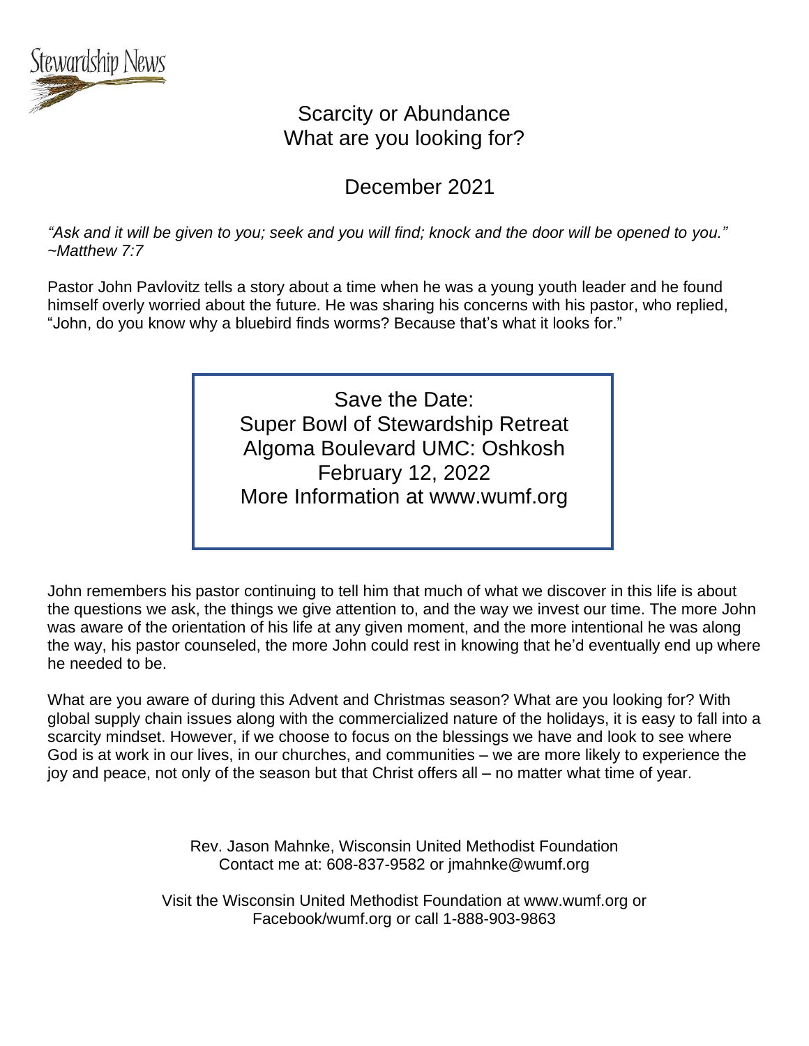Stewardship News

# Scarcity or Abundance
# What are you looking for?

## December 2021

*"Ask and it will be given to you; seek and you will find; knock and the door will be opened to you." ~Matthew 7:7*

Pastor John Pavlovitz tells a story about a time when he was a young youth leader and he found himself overly worried about the future. He was sharing his concerns with his pastor, who replied, "John, do you know why a bluebird finds worms? Because that's what it looks for."

> Save the Date:
> Super Bowl of Stewardship Retreat
> Algoma Boulevard UMC: Oshkosh
> February 12, 2022
> More Information at www.wumf.org

John remembers his pastor continuing to tell him that much of what we discover in this life is about the questions we ask, the things we give attention to, and the way we invest our time. The more John was aware of the orientation of his life at any given moment, and the more intentional he was along the way, his pastor counseled, the more John could rest in knowing that he'd eventually end up where he needed to be.

What are you aware of during this Advent and Christmas season? What are you looking for? With global supply chain issues along with the commercialized nature of the holidays, it is easy to fall into a scarcity mindset. However, if we choose to focus on the blessings we have and look to see where God is at work in our lives, in our churches, and communities – we are more likely to experience the joy and peace, not only of the season but that Christ offers all – no matter what time of year.

Rev. Jason Mahnke, Wisconsin United Methodist Foundation
Contact me at: 608-837-9582 or jmahnke@wumf.org

Visit the Wisconsin United Methodist Foundation at www.wumf.org or Facebook/wumf.org or call 1-888-903-9863